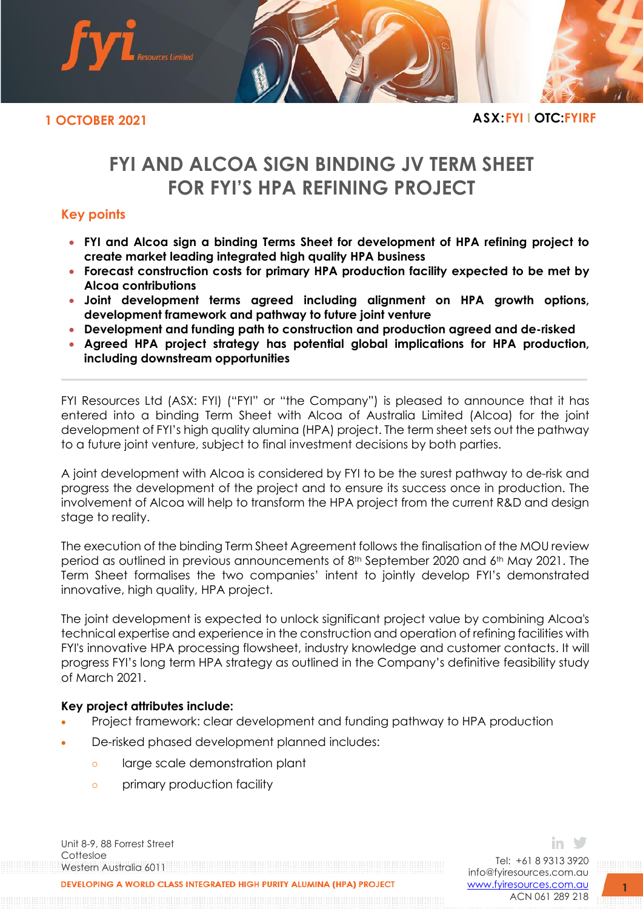1 OCTOBER 2021

ASX:FYI | OTC:FYIRF

# FYI AND ALCOA SIGN BINDING JV TERM SHEET FOR FYI'S HPA REFINING PROJECT

## Key points

- **FYI and Alcoa sign a binding Terms Sheet for development of HPA refining project to create market leading integrated high quality HPA business**
- **Forecast construction costs for primary HPA production facility expected to be met by Alcoa contributions**
- **Joint development terms agreed including alignment on HPA growth options, development framework and pathway to future joint venture**
- **Development and funding path to construction and production agreed and de-risked**
- **Agreed HPA project strategy has potential global implications for HPA production, including downstream opportunities**

---

FYI Resources Ltd (ASX: FYI) ("FYI" or "the Company") is pleased to announce that it has entered into a binding Term Sheet with Alcoa of Australia Limited (Alcoa) for the joint development of FYI's high quality alumina (HPA) project. The term sheet sets out the pathway to a future joint venture, subject to final investment decisions by both parties.

A joint development with Alcoa is considered by FYI to be the surest pathway to de-risk and progress the development of the project and to ensure its success once in production. The involvement of Alcoa will help to transform the HPA project from the current R&D and design stage to reality.

The execution of the binding Term Sheet Agreement follows the finalisation of the MOU review period as outlined in previous announcements of 8th September 2020 and 6th May 2021. The Term Sheet formalises the two companies' intent to jointly develop FYI's demonstrated innovative, high quality, HPA project.

The joint development is expected to unlock significant project value by combining Alcoa's technical expertise and experience in the construction and operation of refining facilities with FYI's innovative HPA processing flowsheet, industry knowledge and customer contacts. It will progress FYI's long term HPA strategy as outlined in the Company's definitive feasibility study of March 2021.

**Key project attributes include:**

- Project framework: clear development and funding pathway to HPA production
- De-risked phased development planned includes:
  - large scale demonstration plant
  - primary production facility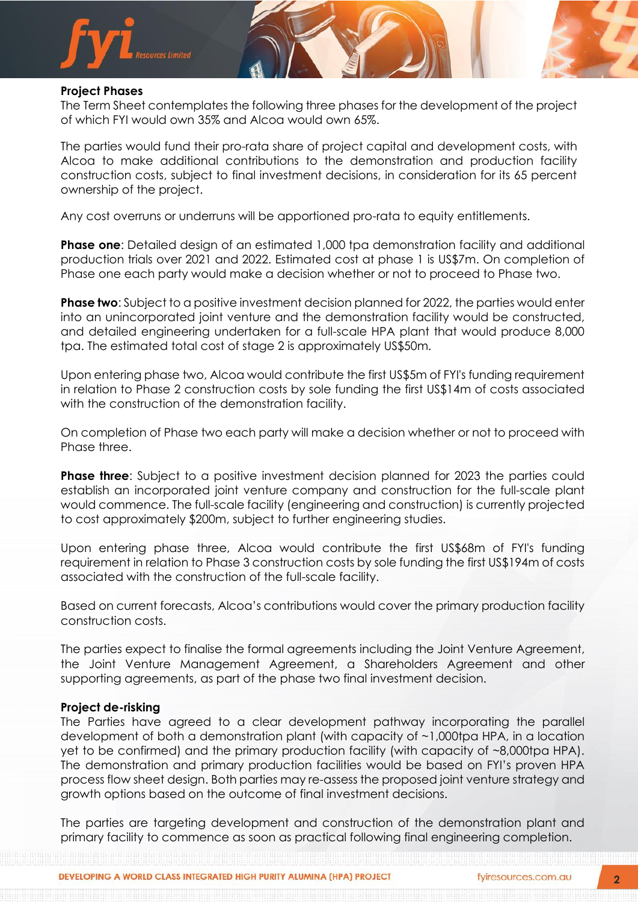**Project Phases**

The Term Sheet contemplates the following three phases for the development of the project of which FYI would own 35% and Alcoa would own 65%.

The parties would fund their pro-rata share of project capital and development costs, with Alcoa to make additional contributions to the demonstration and production facility construction costs, subject to final investment decisions, in consideration for its 65 percent ownership of the project.

Any cost overruns or underruns will be apportioned pro-rata to equity entitlements.

**Phase one**: Detailed design of an estimated 1,000 tpa demonstration facility and additional production trials over 2021 and 2022. Estimated cost at phase 1 is US$7m. On completion of Phase one each party would make a decision whether or not to proceed to Phase two.

**Phase two**: Subject to a positive investment decision planned for 2022, the parties would enter into an unincorporated joint venture and the demonstration facility would be constructed, and detailed engineering undertaken for a full-scale HPA plant that would produce 8,000 tpa. The estimated total cost of stage 2 is approximately US$50m.

Upon entering phase two, Alcoa would contribute the first US$5m of FYI's funding requirement in relation to Phase 2 construction costs by sole funding the first US$14m of costs associated with the construction of the demonstration facility.

On completion of Phase two each party will make a decision whether or not to proceed with Phase three.

**Phase three**: Subject to a positive investment decision planned for 2023 the parties could establish an incorporated joint venture company and construction for the full-scale plant would commence. The full-scale facility (engineering and construction) is currently projected to cost approximately $200m, subject to further engineering studies.

Upon entering phase three, Alcoa would contribute the first US$68m of FYI's funding requirement in relation to Phase 3 construction costs by sole funding the first US$194m of costs associated with the construction of the full-scale facility.

Based on current forecasts, Alcoa's contributions would cover the primary production facility construction costs.

The parties expect to finalise the formal agreements including the Joint Venture Agreement, the Joint Venture Management Agreement, a Shareholders Agreement and other supporting agreements, as part of the phase two final investment decision.

**Project de-risking**

The Parties have agreed to a clear development pathway incorporating the parallel development of both a demonstration plant (with capacity of ~1,000tpa HPA, in a location yet to be confirmed) and the primary production facility (with capacity of ~8,000tpa HPA). The demonstration and primary production facilities would be based on FYI's proven HPA process flow sheet design. Both parties may re-assess the proposed joint venture strategy and growth options based on the outcome of final investment decisions.

The parties are targeting development and construction of the demonstration plant and primary facility to commence as soon as practical following final engineering completion.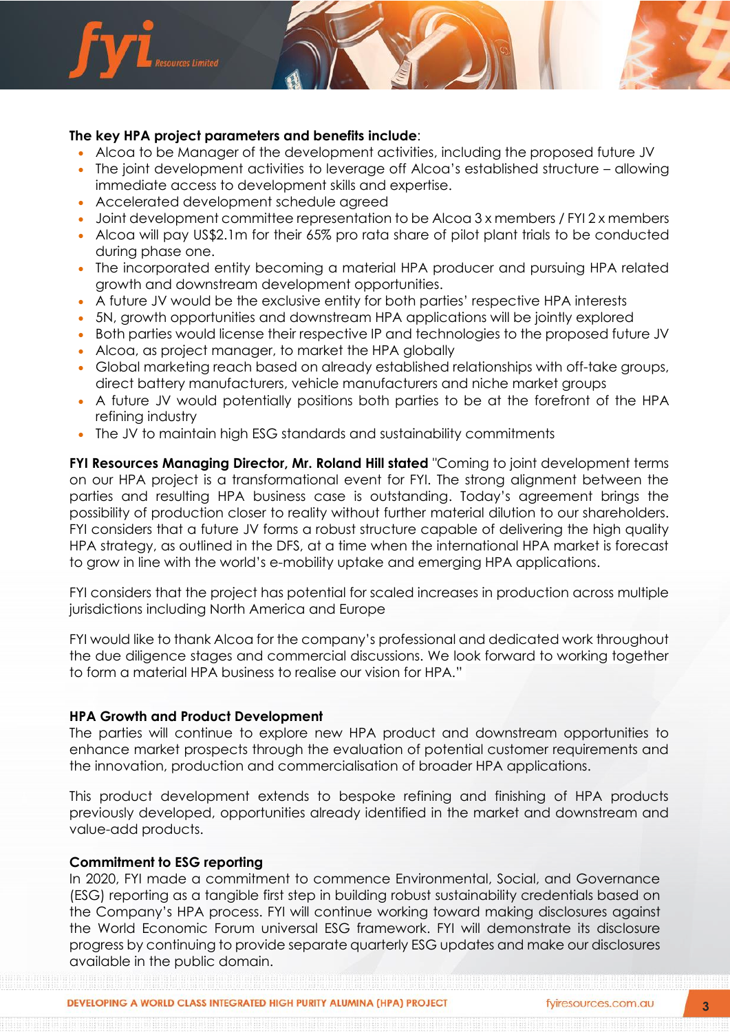**The key HPA project parameters and benefits include**:

- Alcoa to be Manager of the development activities, including the proposed future JV
- The joint development activities to leverage off Alcoa's established structure – allowing immediate access to development skills and expertise.
- Accelerated development schedule agreed
- Joint development committee representation to be Alcoa 3 x members / FYI 2 x members
- Alcoa will pay US$2.1m for their 65% pro rata share of pilot plant trials to be conducted during phase one.
- The incorporated entity becoming a material HPA producer and pursuing HPA related growth and downstream development opportunities.
- A future JV would be the exclusive entity for both parties' respective HPA interests
- 5N, growth opportunities and downstream HPA applications will be jointly explored
- Both parties would license their respective IP and technologies to the proposed future JV
- Alcoa, as project manager, to market the HPA globally
- Global marketing reach based on already established relationships with off-take groups, direct battery manufacturers, vehicle manufacturers and niche market groups
- A future JV would potentially positions both parties to be at the forefront of the HPA refining industry
- The JV to maintain high ESG standards and sustainability commitments

**FYI Resources Managing Director, Mr. Roland Hill stated** "Coming to joint development terms on our HPA project is a transformational event for FYI. The strong alignment between the parties and resulting HPA business case is outstanding. Today's agreement brings the possibility of production closer to reality without further material dilution to our shareholders. FYI considers that a future JV forms a robust structure capable of delivering the high quality HPA strategy, as outlined in the DFS, at a time when the international HPA market is forecast to grow in line with the world's e-mobility uptake and emerging HPA applications.

FYI considers that the project has potential for scaled increases in production across multiple jurisdictions including North America and Europe

FYI would like to thank Alcoa for the company's professional and dedicated work throughout the due diligence stages and commercial discussions. We look forward to working together to form a material HPA business to realise our vision for HPA."

**HPA Growth and Product Development**

The parties will continue to explore new HPA product and downstream opportunities to enhance market prospects through the evaluation of potential customer requirements and the innovation, production and commercialisation of broader HPA applications.

This product development extends to bespoke refining and finishing of HPA products previously developed, opportunities already identified in the market and downstream and value-add products.

**Commitment to ESG reporting**

In 2020, FYI made a commitment to commence Environmental, Social, and Governance (ESG) reporting as a tangible first step in building robust sustainability credentials based on the Company's HPA process. FYI will continue working toward making disclosures against the World Economic Forum universal ESG framework. FYI will demonstrate its disclosure progress by continuing to provide separate quarterly ESG updates and make our disclosures available in the public domain.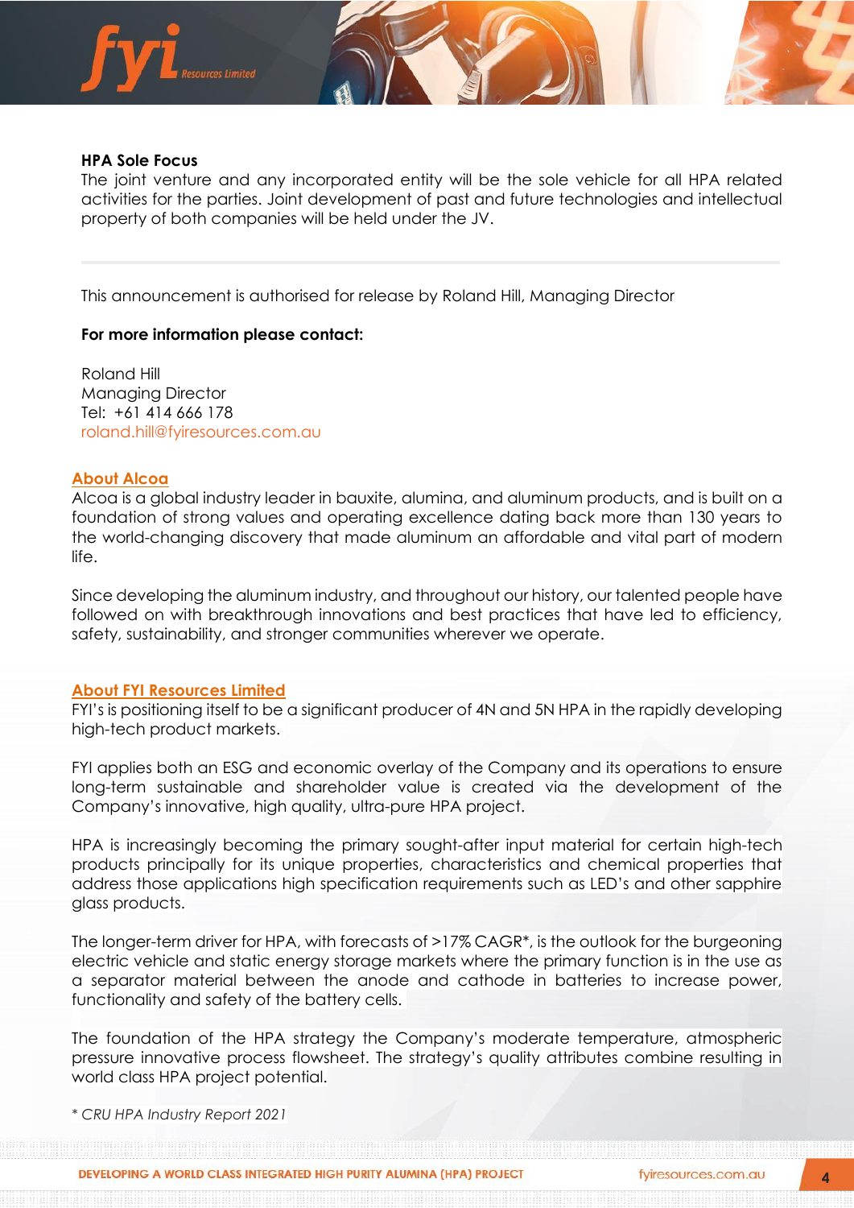**HPA Sole Focus**

The joint venture and any incorporated entity will be the sole vehicle for all HPA related activities for the parties. Joint development of past and future technologies and intellectual property of both companies will be held under the JV.

---

This announcement is authorised for release by Roland Hill, Managing Director

**For more information please contact:**

Roland Hill
Managing Director
Tel: +61 414 666 178
roland.hill@fyiresources.com.au

## About Alcoa

Alcoa is a global industry leader in bauxite, alumina, and aluminum products, and is built on a foundation of strong values and operating excellence dating back more than 130 years to the world-changing discovery that made aluminum an affordable and vital part of modern life.

Since developing the aluminum industry, and throughout our history, our talented people have followed on with breakthrough innovations and best practices that have led to efficiency, safety, sustainability, and stronger communities wherever we operate.

## About FYI Resources Limited

FYI's is positioning itself to be a significant producer of 4N and 5N HPA in the rapidly developing high-tech product markets.

FYI applies both an ESG and economic overlay of the Company and its operations to ensure long-term sustainable and shareholder value is created via the development of the Company's innovative, high quality, ultra-pure HPA project.

HPA is increasingly becoming the primary sought-after input material for certain high-tech products principally for its unique properties, characteristics and chemical properties that address those applications high specification requirements such as LED's and other sapphire glass products.

The longer-term driver for HPA, with forecasts of >17% CAGR*, is the outlook for the burgeoning electric vehicle and static energy storage markets where the primary function is in the use as a separator material between the anode and cathode in batteries to increase power, functionality and safety of the battery cells.

The foundation of the HPA strategy the Company's moderate temperature, atmospheric pressure innovative process flowsheet. The strategy's quality attributes combine resulting in world class HPA project potential.

*\* CRU HPA Industry Report 2021*